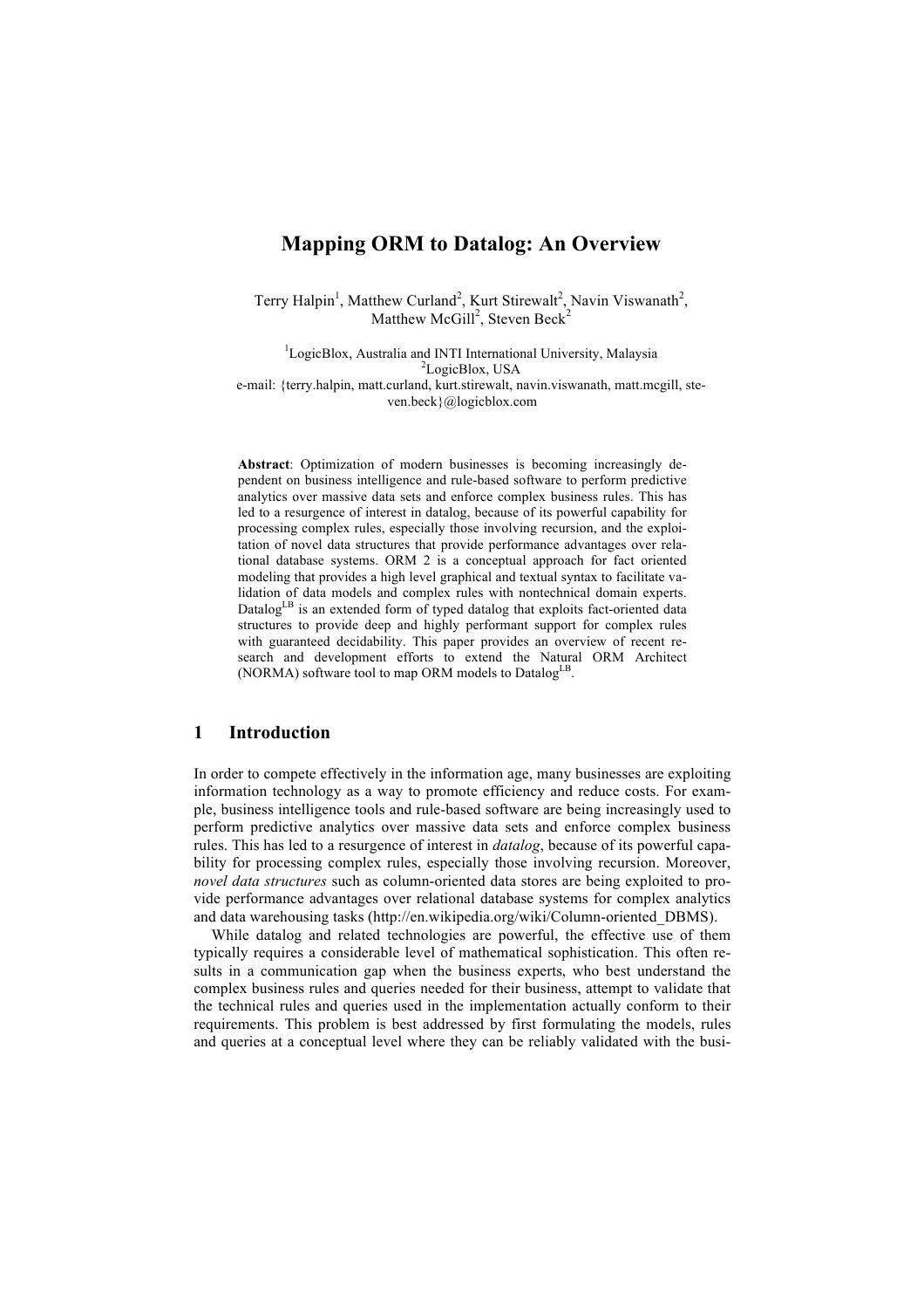# Mapping ORM to Datalog: An Overview

Terry Halpin[1], Matthew Curland[2], Kurt Stirewalt[2], Navin Viswanath[2], Matthew McGill[2], Steven Beck[2]

[1]LogicBlox, Australia and INTI International University, Malaysia
[2]LogicBlox, USA
e-mail: {terry.halpin, matt.curland, kurt.stirewalt, navin.viswanath, matt.mcgill, steven.beck}@logicblox.com

**Abstract**: Optimization of modern businesses is becoming increasingly dependent on business intelligence and rule-based software to perform predictive analytics over massive data sets and enforce complex business rules. This has led to a resurgence of interest in datalog, because of its powerful capability for processing complex rules, especially those involving recursion, and the exploitation of novel data structures that provide performance advantages over relational database systems. ORM 2 is a conceptual approach for fact oriented modeling that provides a high level graphical and textual syntax to facilitate validation of data models and complex rules with nontechnical domain experts. Datalog$^{LB}$ is an extended form of typed datalog that exploits fact-oriented data structures to provide deep and highly performant support for complex rules with guaranteed decidability. This paper provides an overview of recent research and development efforts to extend the Natural ORM Architect (NORMA) software tool to map ORM models to Datalog$^{LB}$.

## 1 Introduction

In order to compete effectively in the information age, many businesses are exploiting information technology as a way to promote efficiency and reduce costs. For example, business intelligence tools and rule-based software are being increasingly used to perform predictive analytics over massive data sets and enforce complex business rules. This has led to a resurgence of interest in *datalog*, because of its powerful capability for processing complex rules, especially those involving recursion. Moreover, *novel data structures* such as column-oriented data stores are being exploited to provide performance advantages over relational database systems for complex analytics and data warehousing tasks (http://en.wikipedia.org/wiki/Column-oriented_DBMS).

While datalog and related technologies are powerful, the effective use of them typically requires a considerable level of mathematical sophistication. This often results in a communication gap when the business experts, who best understand the complex business rules and queries needed for their business, attempt to validate that the technical rules and queries used in the implementation actually conform to their requirements. This problem is best addressed by first formulating the models, rules and queries at a conceptual level where they can be reliably validated with the busi-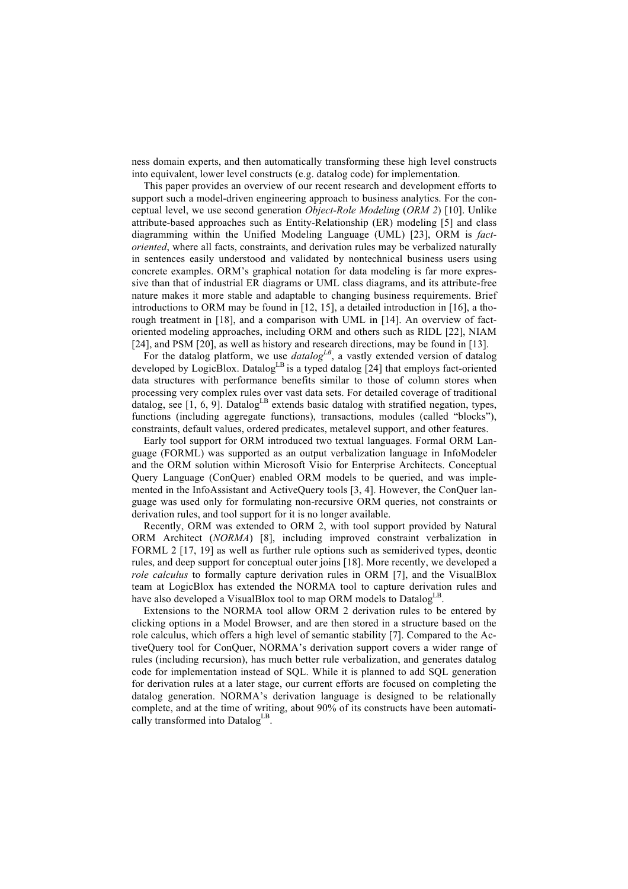ness domain experts, and then automatically transforming these high level constructs into equivalent, lower level constructs (e.g. datalog code) for implementation.

This paper provides an overview of our recent research and development efforts to support such a model-driven engineering approach to business analytics. For the conceptual level, we use second generation *Object-Role Modeling* (*ORM 2*) [10]. Unlike attribute-based approaches such as Entity-Relationship (ER) modeling [5] and class diagramming within the Unified Modeling Language (UML) [23], ORM is *fact-oriented*, where all facts, constraints, and derivation rules may be verbalized naturally in sentences easily understood and validated by nontechnical business users using concrete examples. ORM's graphical notation for data modeling is far more expressive than that of industrial ER diagrams or UML class diagrams, and its attribute-free nature makes it more stable and adaptable to changing business requirements. Brief introductions to ORM may be found in [12, 15], a detailed introduction in [16], a thorough treatment in [18], and a comparison with UML in [14]. An overview of fact-oriented modeling approaches, including ORM and others such as RIDL [22], NIAM [24], and PSM [20], as well as history and research directions, may be found in [13].

For the datalog platform, we use *datalog*$^{LB}$, a vastly extended version of datalog developed by LogicBlox. Datalog$^{LB}$ is a typed datalog [24] that employs fact-oriented data structures with performance benefits similar to those of column stores when processing very complex rules over vast data sets. For detailed coverage of traditional datalog, see [1, 6, 9]. Datalog$^{LB}$ extends basic datalog with stratified negation, types, functions (including aggregate functions), transactions, modules (called "blocks"), constraints, default values, ordered predicates, metalevel support, and other features.

Early tool support for ORM introduced two textual languages. Formal ORM Language (FORML) was supported as an output verbalization language in InfoModeler and the ORM solution within Microsoft Visio for Enterprise Architects. Conceptual Query Language (ConQuer) enabled ORM models to be queried, and was implemented in the InfoAssistant and ActiveQuery tools [3, 4]. However, the ConQuer language was used only for formulating non-recursive ORM queries, not constraints or derivation rules, and tool support for it is no longer available.

Recently, ORM was extended to ORM 2, with tool support provided by Natural ORM Architect (*NORMA*) [8], including improved constraint verbalization in FORML 2 [17, 19] as well as further rule options such as semiderived types, deontic rules, and deep support for conceptual outer joins [18]. More recently, we developed a *role calculus* to formally capture derivation rules in ORM [7], and the VisualBlox team at LogicBlox has extended the NORMA tool to capture derivation rules and have also developed a VisualBlox tool to map ORM models to Datalog$^{LB}$.

Extensions to the NORMA tool allow ORM 2 derivation rules to be entered by clicking options in a Model Browser, and are then stored in a structure based on the role calculus, which offers a high level of semantic stability [7]. Compared to the ActiveQuery tool for ConQuer, NORMA's derivation support covers a wider range of rules (including recursion), has much better rule verbalization, and generates datalog code for implementation instead of SQL. While it is planned to add SQL generation for derivation rules at a later stage, our current efforts are focused on completing the datalog generation. NORMA's derivation language is designed to be relationally complete, and at the time of writing, about 90% of its constructs have been automatically transformed into Datalog$^{LB}$.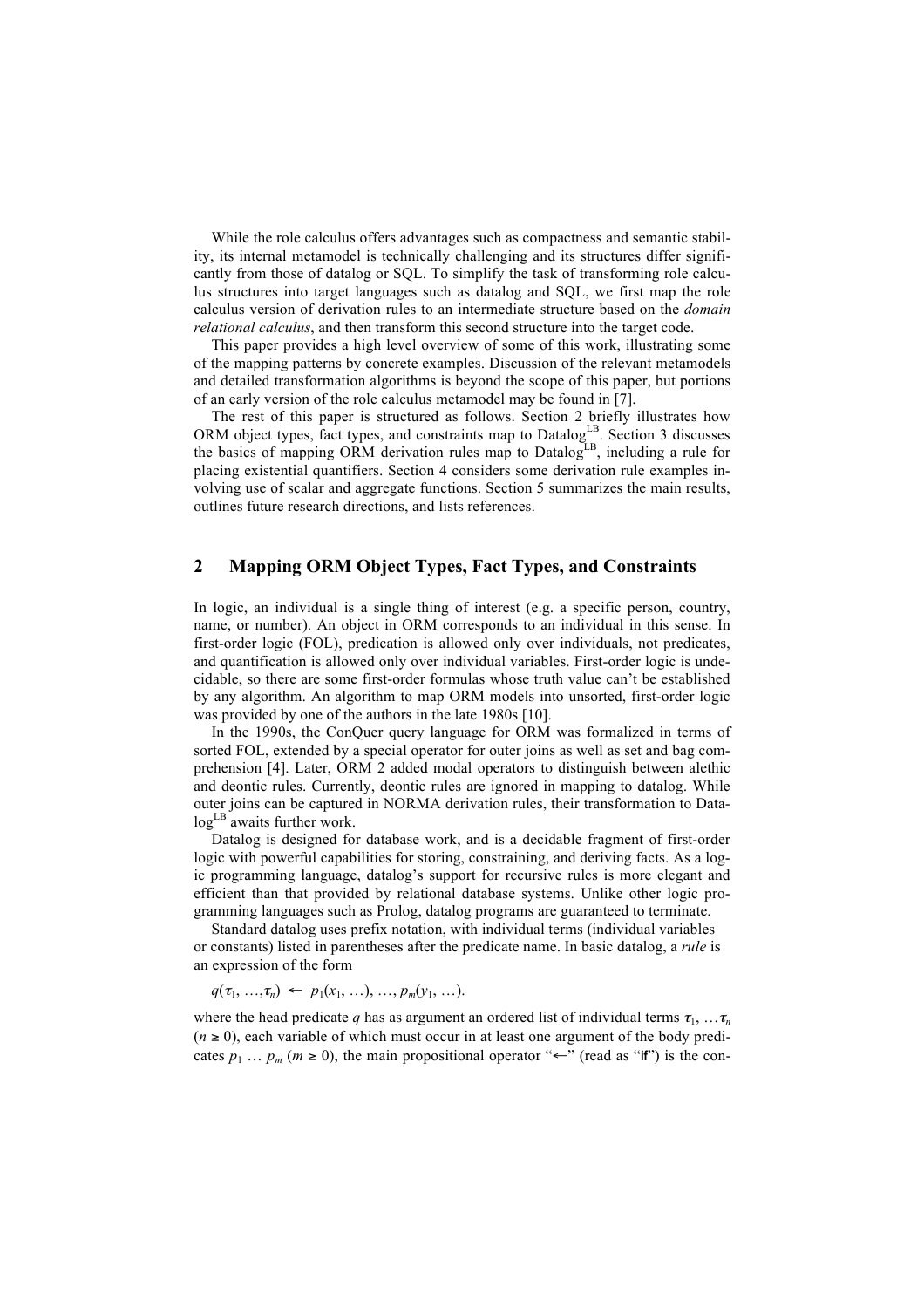While the role calculus offers advantages such as compactness and semantic stability, its internal metamodel is technically challenging and its structures differ significantly from those of datalog or SQL. To simplify the task of transforming role calculus structures into target languages such as datalog and SQL, we first map the role calculus version of derivation rules to an intermediate structure based on the *domain relational calculus*, and then transform this second structure into the target code.

This paper provides a high level overview of some of this work, illustrating some of the mapping patterns by concrete examples. Discussion of the relevant metamodels and detailed transformation algorithms is beyond the scope of this paper, but portions of an early version of the role calculus metamodel may be found in [7].

The rest of this paper is structured as follows. Section 2 briefly illustrates how ORM object types, fact types, and constraints map to Datalog$^{LB}$. Section 3 discusses the basics of mapping ORM derivation rules map to Datalog$^{LB}$, including a rule for placing existential quantifiers. Section 4 considers some derivation rule examples involving use of scalar and aggregate functions. Section 5 summarizes the main results, outlines future research directions, and lists references.

## 2 Mapping ORM Object Types, Fact Types, and Constraints

In logic, an individual is a single thing of interest (e.g. a specific person, country, name, or number). An object in ORM corresponds to an individual in this sense. In first-order logic (FOL), predication is allowed only over individuals, not predicates, and quantification is allowed only over individual variables. First-order logic is undecidable, so there are some first-order formulas whose truth value can't be established by any algorithm. An algorithm to map ORM models into unsorted, first-order logic was provided by one of the authors in the late 1980s [10].

In the 1990s, the ConQuer query language for ORM was formalized in terms of sorted FOL, extended by a special operator for outer joins as well as set and bag comprehension [4]. Later, ORM 2 added modal operators to distinguish between alethic and deontic rules. Currently, deontic rules are ignored in mapping to datalog. While outer joins can be captured in NORMA derivation rules, their transformation to Datalog$^{LB}$ awaits further work.

Datalog is designed for database work, and is a decidable fragment of first-order logic with powerful capabilities for storing, constraining, and deriving facts. As a logic programming language, datalog's support for recursive rules is more elegant and efficient than that provided by relational database systems. Unlike other logic programming languages such as Prolog, datalog programs are guaranteed to terminate.

Standard datalog uses prefix notation, with individual terms (individual variables or constants) listed in parentheses after the predicate name. In basic datalog, a *rule* is an expression of the form

$$q(\tau_1, \ldots, \tau_n) \leftarrow p_1(x_1, \ldots), \ldots, p_m(y_1, \ldots).$$

where the head predicate $q$ has as argument an ordered list of individual terms $\tau_1, \ldots \tau_n$ ($n \geq 0$), each variable of which must occur in at least one argument of the body predicates $p_1 \ldots p_m$ ($m \geq 0$), the main propositional operator "$\leftarrow$" (read as "if") is the con-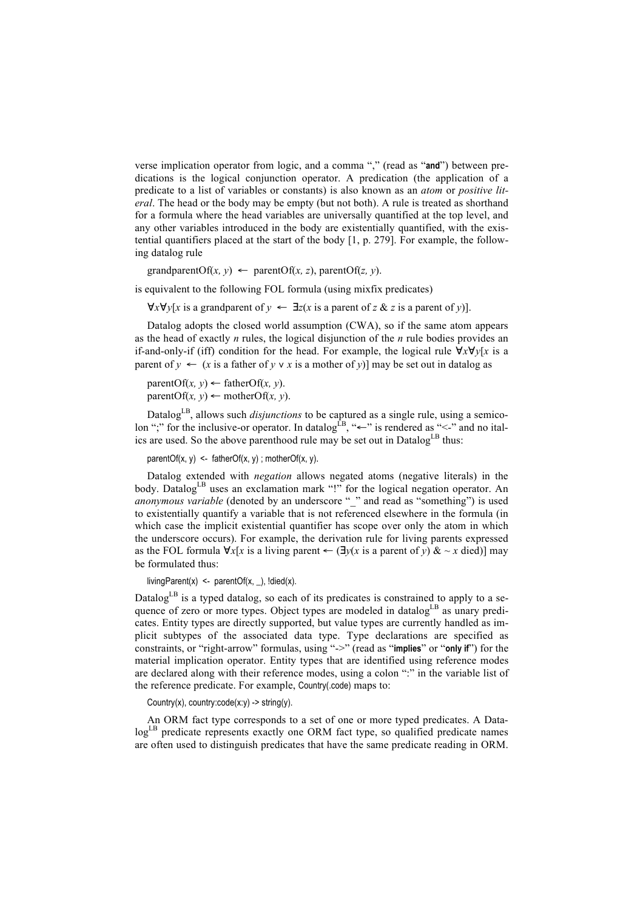verse implication operator from logic, and a comma "," (read as "**and**") between predications is the logical conjunction operator. A predication (the application of a predicate to a list of variables or constants) is also known as an *atom* or *positive literal*. The head or the body may be empty (but not both). A rule is treated as shorthand for a formula where the head variables are universally quantified at the top level, and any other variables introduced in the body are existentially quantified, with the existential quantifiers placed at the start of the body [1, p. 279]. For example, the following datalog rule

grandparentOf($x, y$) $\leftarrow$ parentOf($x, z$), parentOf($z, y$).

is equivalent to the following FOL formula (using mixfix predicates)

$\forall x \forall y[x$ is a grandparent of $y \leftarrow \exists z(x$ is a parent of $z$ & $z$ is a parent of $y)]$.

Datalog adopts the closed world assumption (CWA), so if the same atom appears as the head of exactly $n$ rules, the logical disjunction of the $n$ rule bodies provides an if-and-only-if (iff) condition for the head. For example, the logical rule $\forall x \forall y[x$ is a parent of $y \leftarrow (x$ is a father of $y \vee x$ is a mother of $y)]$ may be set out in datalog as

parentOf($x, y$) $\leftarrow$ fatherOf($x, y$).
parentOf($x, y$) $\leftarrow$ motherOf($x, y$).

Datalog$^{LB}$, allows such *disjunctions* to be captured as a single rule, using a semicolon ";" for the inclusive-or operator. In datalog$^{LB}$, "$\leftarrow$" is rendered as "<-" and no italics are used. So the above parenthood rule may be set out in Datalog$^{LB}$ thus:

```
parentOf(x, y) <- fatherOf(x, y) ; motherOf(x, y).
```

Datalog extended with *negation* allows negated atoms (negative literals) in the body. Datalog$^{LB}$ uses an exclamation mark "!" for the logical negation operator. An *anonymous variable* (denoted by an underscore "_" and read as "something") is used to existentially quantify a variable that is not referenced elsewhere in the formula (in which case the implicit existential quantifier has scope over only the atom in which the underscore occurs). For example, the derivation rule for living parents expressed as the FOL formula $\forall x[x$ is a living parent $\leftarrow (\exists y(x$ is a parent of $y)$ & $\sim x$ died$)]$ may be formulated thus:

```
livingParent(x) <- parentOf(x, _), !died(x).
```

Datalog$^{LB}$ is a typed datalog, so each of its predicates is constrained to apply to a sequence of zero or more types. Object types are modeled in datalog$^{LB}$ as unary predicates. Entity types are directly supported, but value types are currently handled as implicit subtypes of the associated data type. Type declarations are specified as constraints, or "right-arrow" formulas, using "->" (read as "**implies**" or "**only if**") for the material implication operator. Entity types that are identified using reference modes are declared along with their reference modes, using a colon ":" in the variable list of the reference predicate. For example, Country(.code) maps to:

```
Country(x), country:code(x:y) -> string(y).
```

An ORM fact type corresponds to a set of one or more typed predicates. A Datalog$^{LB}$ predicate represents exactly one ORM fact type, so qualified predicate names are often used to distinguish predicates that have the same predicate reading in ORM.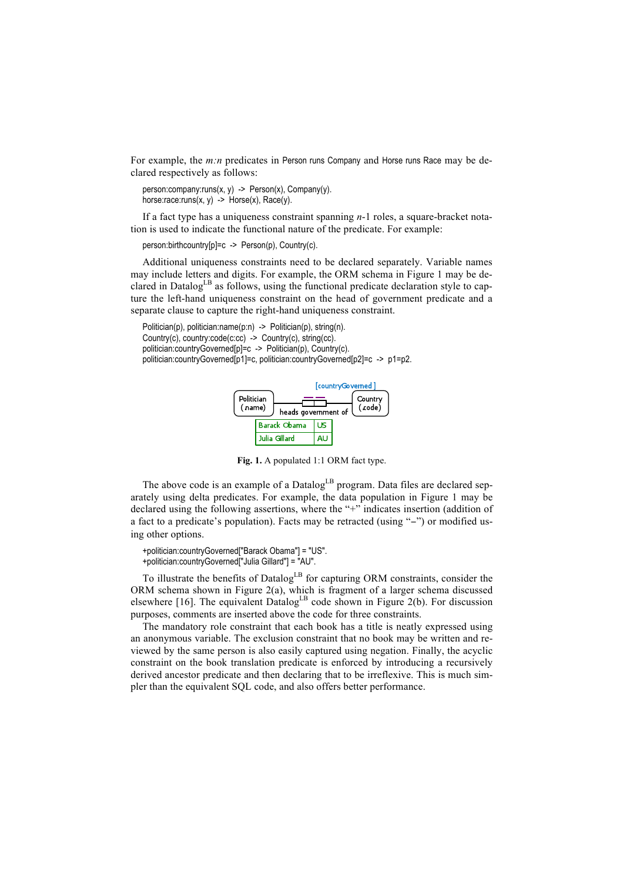For example, the *m:n* predicates in Person runs Company and Horse runs Race may be declared respectively as follows:

```
person:company:runs(x, y)  ->  Person(x), Company(y).
horse:race:runs(x, y)  ->  Horse(x), Race(y).
```

If a fact type has a uniqueness constraint spanning *n*-1 roles, a square-bracket notation is used to indicate the functional nature of the predicate. For example:

```
person:birthcountry[p]=c  ->  Person(p), Country(c).
```

Additional uniqueness constraints need to be declared separately. Variable names may include letters and digits. For example, the ORM schema in Figure 1 may be declared in Datalog[LB] as follows, using the functional predicate declaration style to capture the left-hand uniqueness constraint on the head of government predicate and a separate clause to capture the right-hand uniqueness constraint.

```
Politician(p), politician:name(p:n)  ->  Politician(p), string(n).
Country(c), country:code(c:cc)  ->  Country(c), string(cc).
politician:countryGoverned[p]=c  ->  Politician(p), Country(c).
politician:countryGoverned[p1]=c, politician:countryGoverned[p2]=c  ->  p1=p2.
```

| Barack Obama | US |
|---|---|
| Julia Gillard | AU |

**Fig. 1.** A populated 1:1 ORM fact type.

The above code is an example of a Datalog[LB] program. Data files are declared separately using delta predicates. For example, the data population in Figure 1 may be declared using the following assertions, where the "+" indicates insertion (addition of a fact to a predicate's population). Facts may be retracted (using "–") or modified using other options.

```
+politician:countryGoverned["Barack Obama"] = "US".
+politician:countryGoverned["Julia Gillard"] = "AU".
```

To illustrate the benefits of Datalog[LB] for capturing ORM constraints, consider the ORM schema shown in Figure 2(a), which is fragment of a larger schema discussed elsewhere [16]. The equivalent Datalog[LB] code shown in Figure 2(b). For discussion purposes, comments are inserted above the code for three constraints.

The mandatory role constraint that each book has a title is neatly expressed using an anonymous variable. The exclusion constraint that no book may be written and reviewed by the same person is also easily captured using negation. Finally, the acyclic constraint on the book translation predicate is enforced by introducing a recursively derived ancestor predicate and then declaring that to be irreflexive. This is much simpler than the equivalent SQL code, and also offers better performance.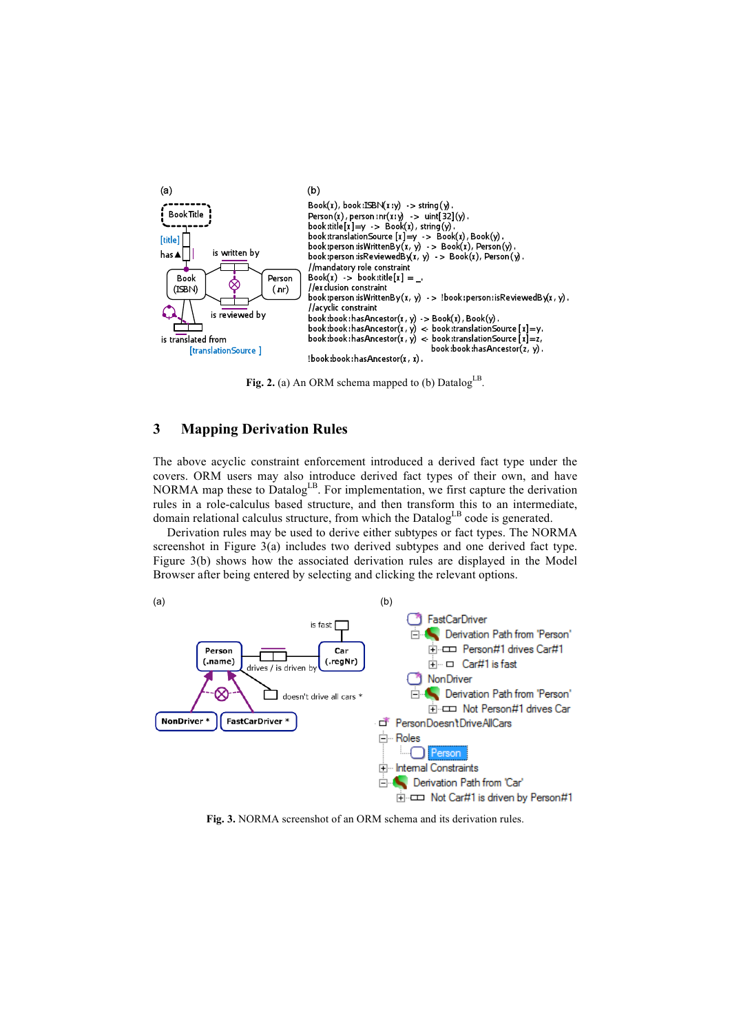(a)

(b)

```
Book(x), book:ISBN(x:y) -> string(y).
Person(x), person:nr(x:y) -> uint[32](y).
book:title[x]=y -> Book(x), string(y).
book:translationSource [x]=y -> Book(x), Book(y).
book:person:isWrittenBy(x, y) -> Book(x), Person(y).
book:person:isReviewedBy(x, y) -> Book(x), Person(y).
//mandatory role constraint
Book(x) -> book:title[x] = _.
//exclusion constraint
book:person:isWrittenBy(x, y) -> !book:person:isReviewedBy(x, y).
//acyclic constraint
book:book:hasAncestor(x, y) -> Book(x), Book(y).
book:book:hasAncestor(x, y) <- book:translationSource[x]=y.
book:book:hasAncestor(x, y) <- book:translationSource[x]=z,
                               book:book:hasAncestor(z, y).
!book:book:hasAncestor(x, x).
```

**Fig. 2.** (a) An ORM schema mapped to (b) Datalog[LB].

## 3 Mapping Derivation Rules

The above acyclic constraint enforcement introduced a derived fact type under the covers. ORM users may also introduce derived fact types of their own, and have NORMA map these to Datalog[LB]. For implementation, we first capture the derivation rules in a role-calculus based structure, and then transform this to an intermediate, domain relational calculus structure, from which the Datalog[LB] code is generated.

Derivation rules may be used to derive either subtypes or fact types. The NORMA screenshot in Figure 3(a) includes two derived subtypes and one derived fact type. Figure 3(b) shows how the associated derivation rules are displayed in the Model Browser after being entered by selecting and clicking the relevant options.

(a)

(b)

**Fig. 3.** NORMA screenshot of an ORM schema and its derivation rules.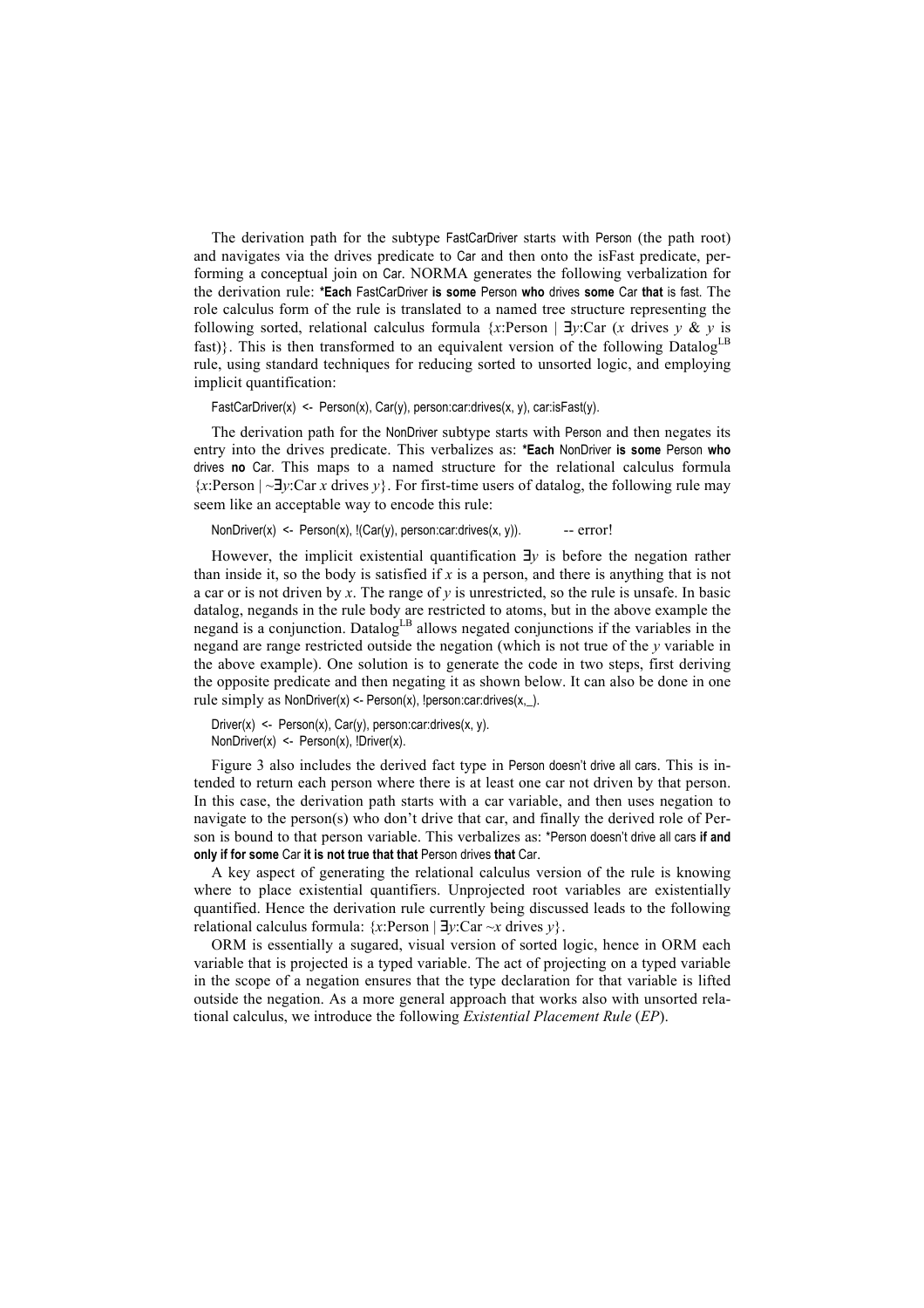The derivation path for the subtype FastCarDriver starts with Person (the path root) and navigates via the drives predicate to Car and then onto the isFast predicate, performing a conceptual join on Car. NORMA generates the following verbalization for the derivation rule: ***Each** FastCarDriver **is some** Person **who** drives **some** Car **that** is fast. The role calculus form of the rule is translated to a named tree structure representing the following sorted, relational calculus formula {*x*:Person | ∃*y*:Car (*x* drives *y* & *y* is fast)}. This is then transformed to an equivalent version of the following Datalog$^{LB}$ rule, using standard techniques for reducing sorted to unsorted logic, and employing implicit quantification:

```
FastCarDriver(x) <- Person(x), Car(y), person:car:drives(x, y), car:isFast(y).
```

The derivation path for the NonDriver subtype starts with Person and then negates its entry into the drives predicate. This verbalizes as: ***Each** NonDriver **is some** Person **who** drives **no** Car. This maps to a named structure for the relational calculus formula {*x*:Person | ~∃*y*:Car *x* drives *y*}. For first-time users of datalog, the following rule may seem like an acceptable way to encode this rule:

```
NonDriver(x) <- Person(x), !(Car(y), person:car:drives(x, y)).          -- error!
```

However, the implicit existential quantification ∃*y* is before the negation rather than inside it, so the body is satisfied if *x* is a person, and there is anything that is not a car or is not driven by *x*. The range of *y* is unrestricted, so the rule is unsafe. In basic datalog, negands in the rule body are restricted to atoms, but in the above example the negand is a conjunction. Datalog$^{LB}$ allows negated conjunctions if the variables in the negand are range restricted outside the negation (which is not true of the *y* variable in the above example). One solution is to generate the code in two steps, first deriving the opposite predicate and then negating it as shown below. It can also be done in one rule simply as NonDriver(x) <- Person(x), !person:car:drives(x,_).

```
Driver(x) <- Person(x), Car(y), person:car:drives(x, y).
NonDriver(x) <- Person(x), !Driver(x).
```

Figure 3 also includes the derived fact type in Person doesn't drive all cars. This is intended to return each person where there is at least one car not driven by that person. In this case, the derivation path starts with a car variable, and then uses negation to navigate to the person(s) who don't drive that car, and finally the derived role of Person is bound to that person variable. This verbalizes as: *Person doesn't drive all cars **if and only if for some** Car **it is not true that that** Person drives **that** Car.

A key aspect of generating the relational calculus version of the rule is knowing where to place existential quantifiers. Unprojected root variables are existentially quantified. Hence the derivation rule currently being discussed leads to the following relational calculus formula: {*x*:Person | ∃*y*:Car ~*x* drives *y*}.

ORM is essentially a sugared, visual version of sorted logic, hence in ORM each variable that is projected is a typed variable. The act of projecting on a typed variable in the scope of a negation ensures that the type declaration for that variable is lifted outside the negation. As a more general approach that works also with unsorted relational calculus, we introduce the following *Existential Placement Rule* (*EP*).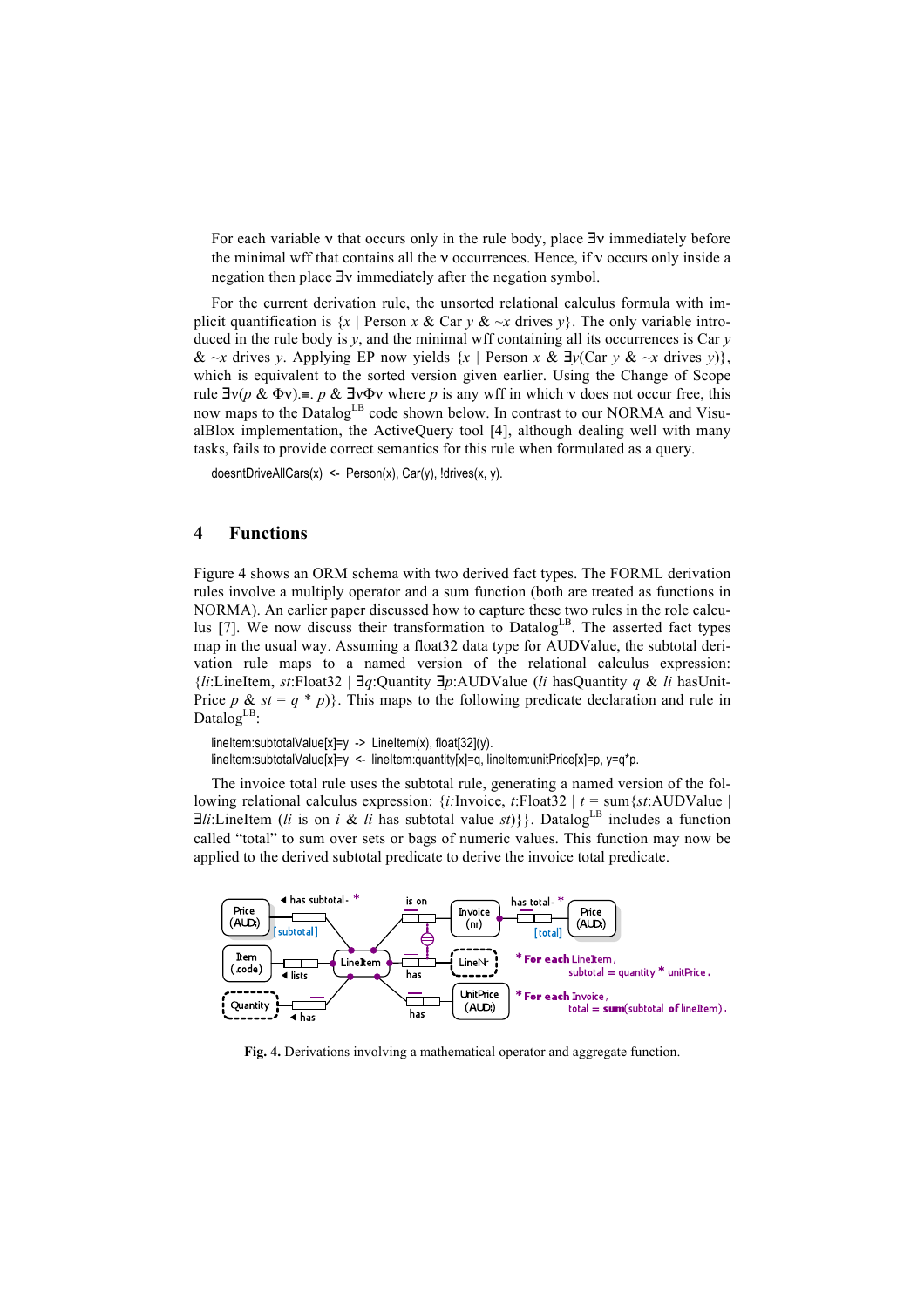For each variable ν that occurs only in the rule body, place ∃ν immediately before the minimal wff that contains all the ν occurrences. Hence, if ν occurs only inside a negation then place ∃ν immediately after the negation symbol.

For the current derivation rule, the unsorted relational calculus formula with implicit quantification is {*x* | Person *x* & Car *y* & ~*x* drives *y*}. The only variable introduced in the rule body is *y*, and the minimal wff containing all its occurrences is Car *y* & ~*x* drives *y*. Applying EP now yields {*x* | Person *x* & ∃*y*(Car *y* & ~*x* drives *y*)}, which is equivalent to the sorted version given earlier. Using the Change of Scope rule ∃ν(*p* & Φν).≡. *p* & ∃νΦν where *p* is any wff in which ν does not occur free, this now maps to the Datalog[LB] code shown below. In contrast to our NORMA and VisualBlox implementation, the ActiveQuery tool [4], although dealing well with many tasks, fails to provide correct semantics for this rule when formulated as a query.

```
doesntDriveAllCars(x) <- Person(x), Car(y), !drives(x, y).
```

## 4 Functions

Figure 4 shows an ORM schema with two derived fact types. The FORML derivation rules involve a multiply operator and a sum function (both are treated as functions in NORMA). An earlier paper discussed how to capture these two rules in the role calculus [7]. We now discuss their transformation to Datalog[LB]. The asserted fact types map in the usual way. Assuming a float32 data type for AUDValue, the subtotal derivation rule maps to a named version of the relational calculus expression: {*li*:LineItem, *st*:Float32 | ∃*q*:Quantity ∃*p*:AUDValue (*li* hasQuantity *q* & *li* hasUnitPrice *p* & *st* = *q* * *p*)}. This maps to the following predicate declaration and rule in Datalog[LB]:

```
lineItem:subtotalValue[x]=y -> LineItem(x), float[32](y).
lineItem:subtotalValue[x]=y <- lineItem:quantity[x]=q, lineItem:unitPrice[x]=p, y=q*p.
```

The invoice total rule uses the subtotal rule, generating a named version of the following relational calculus expression: {*i*:Invoice, *t*:Float32 | *t* = sum{*st*:AUDValue | ∃*li*:LineItem (*li* is on *i* & *li* has subtotal value *st*)}}. Datalog[LB] includes a function called "total" to sum over sets or bags of numeric values. This function may now be applied to the derived subtotal predicate to derive the invoice total predicate.

**Fig. 4.** Derivations involving a mathematical operator and aggregate function.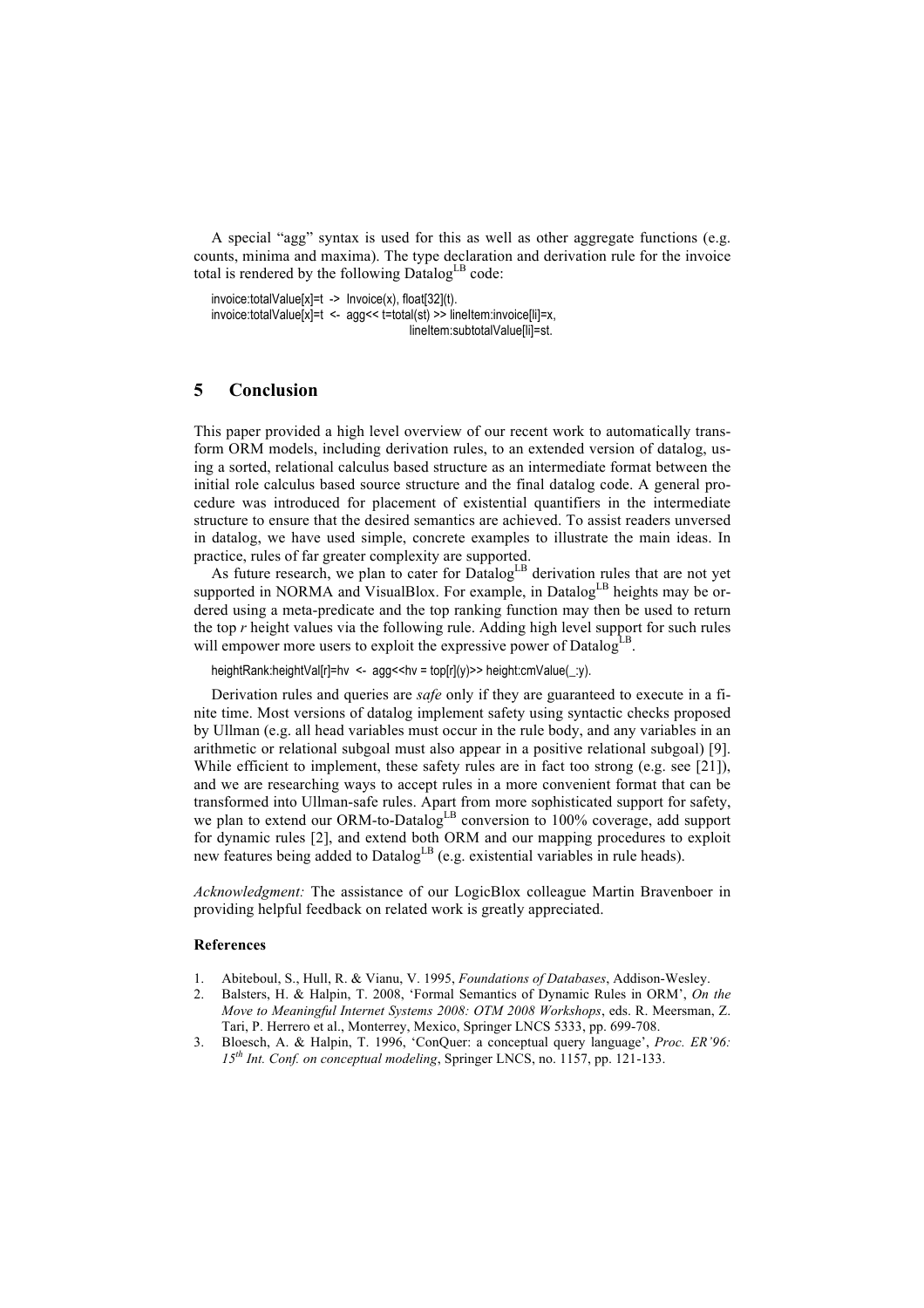A special "agg" syntax is used for this as well as other aggregate functions (e.g. counts, minima and maxima). The type declaration and derivation rule for the invoice total is rendered by the following Datalog$^{LB}$ code:

```
invoice:totalValue[x]=t  ->  Invoice(x), float[32](t).
invoice:totalValue[x]=t  <-  agg<< t=total(st) >> lineItem:invoice[li]=x,
                                               lineItem:subtotalValue[li]=st.
```

## 5 Conclusion

This paper provided a high level overview of our recent work to automatically transform ORM models, including derivation rules, to an extended version of datalog, using a sorted, relational calculus based structure as an intermediate format between the initial role calculus based source structure and the final datalog code. A general procedure was introduced for placement of existential quantifiers in the intermediate structure to ensure that the desired semantics are achieved. To assist readers unversed in datalog, we have used simple, concrete examples to illustrate the main ideas. In practice, rules of far greater complexity are supported.

As future research, we plan to cater for Datalog$^{LB}$ derivation rules that are not yet supported in NORMA and VisualBlox. For example, in Datalog$^{LB}$ heights may be ordered using a meta-predicate and the top ranking function may then be used to return the top *r* height values via the following rule. Adding high level support for such rules will empower more users to exploit the expressive power of Datalog$^{LB}$.

```
heightRank:heightVal[r]=hv  <-  agg<<hv = top[r](y)>> height:cmValue(_:y).
```

Derivation rules and queries are *safe* only if they are guaranteed to execute in a finite time. Most versions of datalog implement safety using syntactic checks proposed by Ullman (e.g. all head variables must occur in the rule body, and any variables in an arithmetic or relational subgoal must also appear in a positive relational subgoal) [9]. While efficient to implement, these safety rules are in fact too strong (e.g. see [21]), and we are researching ways to accept rules in a more convenient format that can be transformed into Ullman-safe rules. Apart from more sophisticated support for safety, we plan to extend our ORM-to-Datalog$^{LB}$ conversion to 100% coverage, add support for dynamic rules [2], and extend both ORM and our mapping procedures to exploit new features being added to Datalog$^{LB}$ (e.g. existential variables in rule heads).

*Acknowledgment:* The assistance of our LogicBlox colleague Martin Bravenboer in providing helpful feedback on related work is greatly appreciated.

### References

1. Abiteboul, S., Hull, R. & Vianu, V. 1995, *Foundations of Databases*, Addison-Wesley.
2. Balsters, H. & Halpin, T. 2008, 'Formal Semantics of Dynamic Rules in ORM', *On the Move to Meaningful Internet Systems 2008: OTM 2008 Workshops*, eds. R. Meersman, Z. Tari, P. Herrero et al., Monterrey, Mexico, Springer LNCS 5333, pp. 699-708.
3. Bloesch, A. & Halpin, T. 1996, 'ConQuer: a conceptual query language', *Proc. ER'96: 15th Int. Conf. on conceptual modeling*, Springer LNCS, no. 1157, pp. 121-133.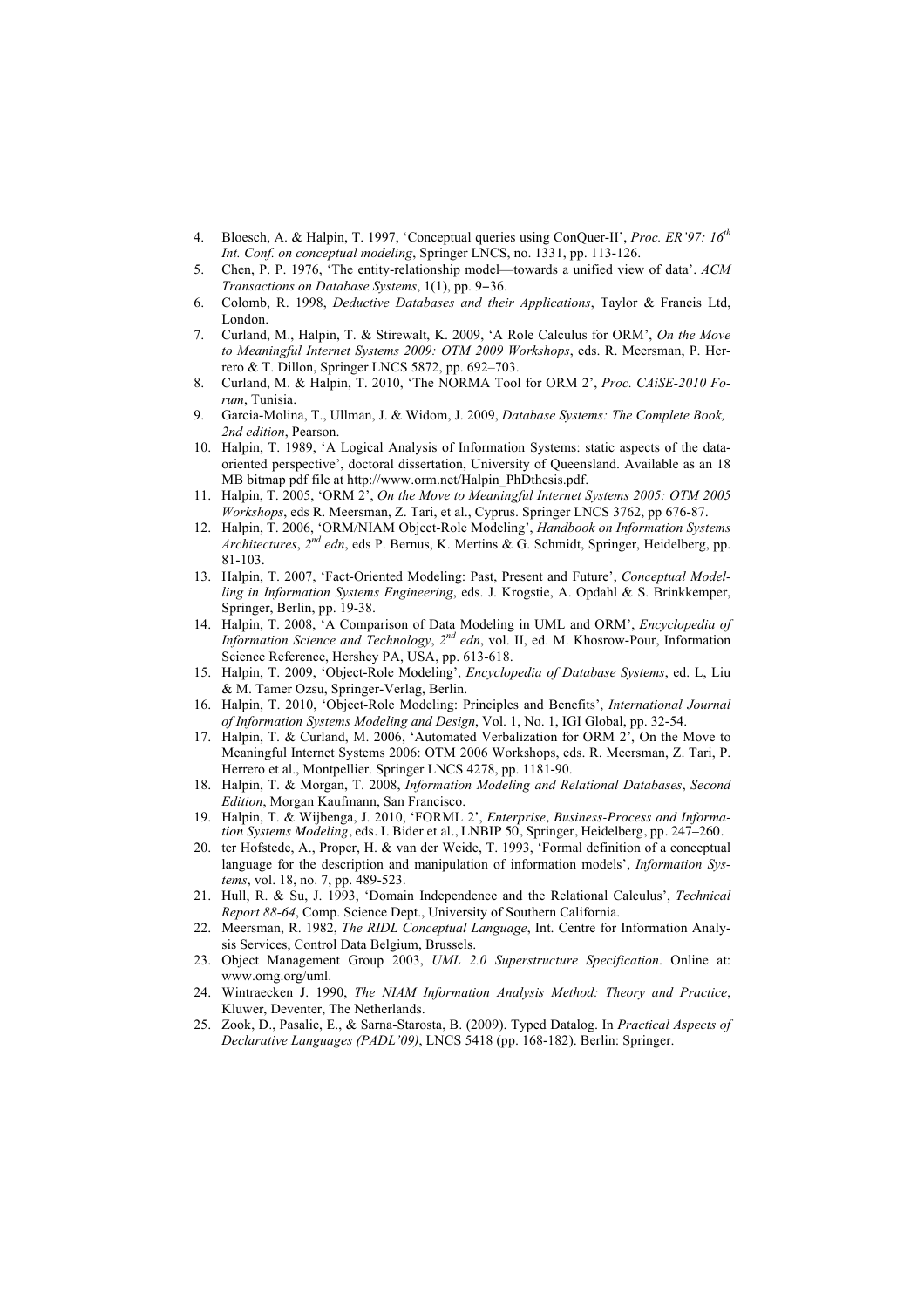4. Bloesch, A. & Halpin, T. 1997, 'Conceptual queries using ConQuer-II', *Proc. ER'97: 16th Int. Conf. on conceptual modeling*, Springer LNCS, no. 1331, pp. 113-126.
5. Chen, P. P. 1976, 'The entity-relationship model—towards a unified view of data'. *ACM Transactions on Database Systems*, 1(1), pp. 9–36.
6. Colomb, R. 1998, *Deductive Databases and their Applications*, Taylor & Francis Ltd, London.
7. Curland, M., Halpin, T. & Stirewalt, K. 2009, 'A Role Calculus for ORM', *On the Move to Meaningful Internet Systems 2009: OTM 2009 Workshops*, eds. R. Meersman, P. Herrero & T. Dillon, Springer LNCS 5872, pp. 692–703.
8. Curland, M. & Halpin, T. 2010, 'The NORMA Tool for ORM 2', *Proc. CAiSE-2010 Forum*, Tunisia.
9. Garcia-Molina, T., Ullman, J. & Widom, J. 2009, *Database Systems: The Complete Book, 2nd edition*, Pearson.
10. Halpin, T. 1989, 'A Logical Analysis of Information Systems: static aspects of the data-oriented perspective', doctoral dissertation, University of Queensland. Available as an 18 MB bitmap pdf file at http://www.orm.net/Halpin_PhDthesis.pdf.
11. Halpin, T. 2005, 'ORM 2', *On the Move to Meaningful Internet Systems 2005: OTM 2005 Workshops*, eds R. Meersman, Z. Tari, et al., Cyprus. Springer LNCS 3762, pp 676-87.
12. Halpin, T. 2006, 'ORM/NIAM Object-Role Modeling', *Handbook on Information Systems Architectures*, *2nd edn*, eds P. Bernus, K. Mertins & G. Schmidt, Springer, Heidelberg, pp. 81-103.
13. Halpin, T. 2007, 'Fact-Oriented Modeling: Past, Present and Future', *Conceptual Modelling in Information Systems Engineering*, eds. J. Krogstie, A. Opdahl & S. Brinkkemper, Springer, Berlin, pp. 19-38.
14. Halpin, T. 2008, 'A Comparison of Data Modeling in UML and ORM', *Encyclopedia of Information Science and Technology*, *2nd edn*, vol. II, ed. M. Khosrow-Pour, Information Science Reference, Hershey PA, USA, pp. 613-618.
15. Halpin, T. 2009, 'Object-Role Modeling', *Encyclopedia of Database Systems*, ed. L, Liu & M. Tamer Ozsu, Springer-Verlag, Berlin.
16. Halpin, T. 2010, 'Object-Role Modeling: Principles and Benefits', *International Journal of Information Systems Modeling and Design*, Vol. 1, No. 1, IGI Global, pp. 32-54.
17. Halpin, T. & Curland, M. 2006, 'Automated Verbalization for ORM 2', On the Move to Meaningful Internet Systems 2006: OTM 2006 Workshops, eds. R. Meersman, Z. Tari, P. Herrero et al., Montpellier. Springer LNCS 4278, pp. 1181-90.
18. Halpin, T. & Morgan, T. 2008, *Information Modeling and Relational Databases*, *Second Edition*, Morgan Kaufmann, San Francisco.
19. Halpin, T. & Wijbenga, J. 2010, 'FORML 2', *Enterprise, Business-Process and Information Systems Modeling*, eds. I. Bider et al., LNBIP 50, Springer, Heidelberg, pp. 247–260.
20. ter Hofstede, A., Proper, H. & van der Weide, T. 1993, 'Formal definition of a conceptual language for the description and manipulation of information models', *Information Systems*, vol. 18, no. 7, pp. 489-523.
21. Hull, R. & Su, J. 1993, 'Domain Independence and the Relational Calculus', *Technical Report 88-64*, Comp. Science Dept., University of Southern California.
22. Meersman, R. 1982, *The RIDL Conceptual Language*, Int. Centre for Information Analysis Services, Control Data Belgium, Brussels.
23. Object Management Group 2003, *UML 2.0 Superstructure Specification*. Online at: www.omg.org/uml.
24. Wintraecken J. 1990, *The NIAM Information Analysis Method: Theory and Practice*, Kluwer, Deventer, The Netherlands.
25. Zook, D., Pasalic, E., & Sarna-Starosta, B. (2009). Typed Datalog. In *Practical Aspects of Declarative Languages (PADL'09)*, LNCS 5418 (pp. 168-182). Berlin: Springer.